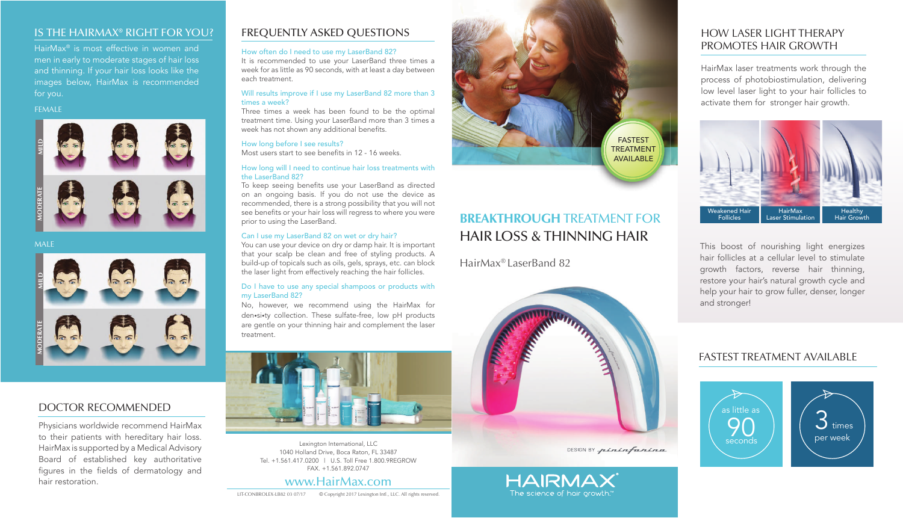## IS THE HAIRMAX® RIGHT FOR YOU?

HairMax® is most effective in women and men in early to moderate stages of hair loss and thinning. If your hair loss looks like the images below, HairMax is recommended for you.

FEMALE

MILD

MODERATE

MALE

MILD

MODERATE

## DOCTOR RECOMMENDED

Physicians worldwide recommend HairMax to their patients with hereditary hair loss. HairMax is supported by a Medical Advisory Board of established key authoritative figures in the fields of dermatology and hair restoration.

## FREQUENTLY ASKED QUESTIONS

**How often do I need to use my LaserBand 82?**
It is recommended to use your LaserBand three times a week for as little as 90 seconds, with at least a day between each treatment.

**Will results improve if I use my LaserBand 82 more than 3 times a week?**
Three times a week has been found to be the optimal treatment time. Using your LaserBand more than 3 times a week has not shown any additional benefits.

**How long before I see results?**
Most users start to see benefits in 12 - 16 weeks.

**How long will I need to continue hair loss treatments with the LaserBand 82?**
To keep seeing benefits use your LaserBand as directed on an ongoing basis. If you do not use the device as recommended, there is a strong possibility that you will not see benefits or your hair loss will regress to where you were prior to using the LaserBand.

**Can I use my LaserBand 82 on wet or dry hair?**
You can use your device on dry or damp hair. It is important that your scalp be clean and free of styling products. A build-up of topicals such as oils, gels, sprays, etc. can block the laser light from effectively reaching the hair follicles.

**Do I have to use any special shampoos or products with my LaserBand 82?**
No, however, we recommend using the HairMax for den•si•ty collection. These sulfate-free, low pH products are gentle on your thinning hair and complement the laser treatment.

Lexington International, LLC
1040 Holland Drive, Boca Raton, FL 33487
Tel. +1.561.417.0200 | U.S. Toll Free 1.800.9REGROW
FAX. +1.561.892.0747

www.HairMax.com

LIT-CONBROLEX-LB82 03 07/17 © Copyright 2017 Lexington Intl., LLC. All rights reserved.

FASTEST TREATMENT AVAILABLE

# BREAKTHROUGH TREATMENT FOR HAIR LOSS & THINNING HAIR

HairMax® LaserBand 82

DESIGN BY pininfarina

HAIRMAX®
The science of hair growth.™

## HOW LASER LIGHT THERAPY PROMOTES HAIR GROWTH

HairMax laser treatments work through the process of photobiostimulation, delivering low level laser light to your hair follicles to activate them for stronger hair growth.

Weakened Hair Follicles | HairMax Laser Stimulation | Healthy Hair Growth

This boost of nourishing light energizes hair follicles at a cellular level to stimulate growth factors, reverse hair thinning, restore your hair's natural growth cycle and help your hair to grow fuller, denser, longer and stronger!

## FASTEST TREATMENT AVAILABLE

as little as **90** seconds

**3** times per week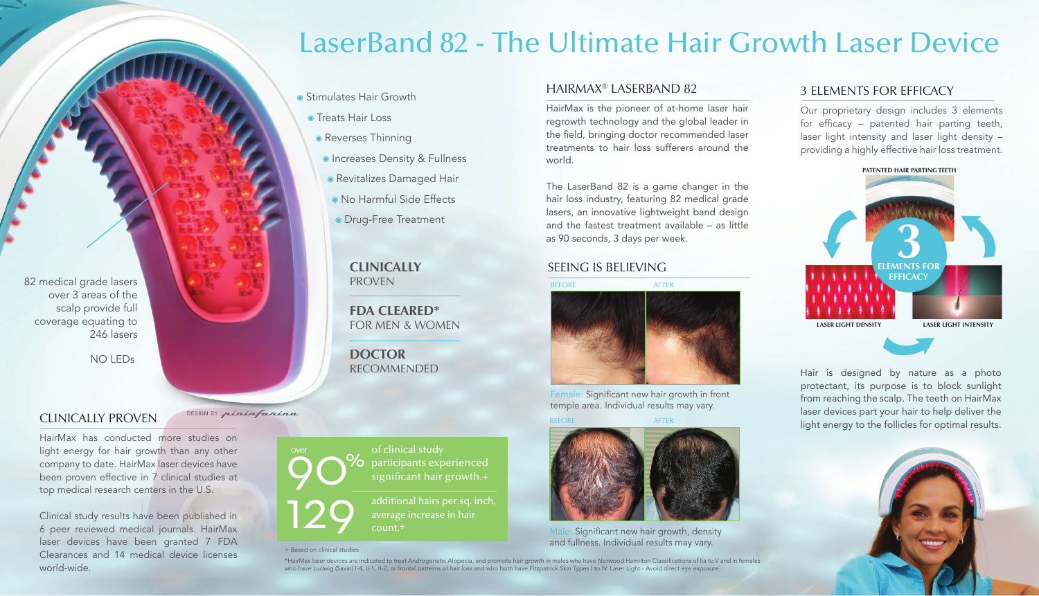# LaserBand 82 - The Ultimate Hair Growth Laser Device

- Stimulates Hair Growth
- Treats Hair Loss
- Reverses Thinning
- Increases Density & Fullness
- Revitalizes Damaged Hair
- No Harmful Side Effects
- Drug-Free Treatment

82 medical grade lasers over 3 areas of the scalp provide full coverage equating to 246 lasers

NO LEDs

DESIGN BY pininfarina

**CLINICALLY** PROVEN

**FDA CLEARED*** FOR MEN & WOMEN

**DOCTOR** RECOMMENDED

## CLINICALLY PROVEN

HairMax has conducted more studies on light energy for hair growth than any other company to date. HairMax laser devices have been proven effective in 7 clinical studies at top medical research centers in the U.S.

Clinical study results have been published in 6 peer reviewed medical journals. HairMax laser devices have been granted 7 FDA Clearances and 14 medical device licenses world-wide.

over **90%** of clinical study participants experienced significant hair growth.+

**129** additional hairs per sq. inch, average increase in hair count.+

+ Based on clinical studies

## HAIRMAX® LASERBAND 82

HairMax is the pioneer of at-home laser hair regrowth technology and the global leader in the field, bringing doctor recommended laser treatments to hair loss sufferers around the world.

The LaserBand 82 is a game changer in the hair loss industry, featuring 82 medical grade lasers, an innovative lightweight band design and the fastest treatment available – as little as 90 seconds, 3 days per week.

## SEEING IS BELIEVING

BEFORE AFTER

Female: Significant new hair growth in front temple area. Individual results may vary.

BEFORE AFTER

Male: Significant new hair growth, density and fullness. Individual results may vary.

## 3 ELEMENTS FOR EFFICACY

Our proprietary design includes 3 elements for efficacy – patented hair parting teeth, laser light intensity and laser light density – providing a highly effective hair loss treatment.

PATENTED HAIR PARTING TEETH

3 ELEMENTS FOR EFFICACY

LASER LIGHT DENSITY

LASER LIGHT INTENSITY

Hair is designed by nature as a photo protectant, its purpose is to block sunlight from reaching the scalp. The teeth on HairMax laser devices part your hair to help deliver the light energy to the follicles for optimal results.

*HairMax laser devices are indicated to treat Androgenetic Alopecia, and promote hair growth in males who have Norwood Hamilton Classifications of IIa to V and in females who have Ludwig (Savin) I-4, II-1, II-2, or frontal patterns of hair loss and who both have Fitzpatrick Skin Types I to IV. Laser Light - Avoid direct eye exposure.